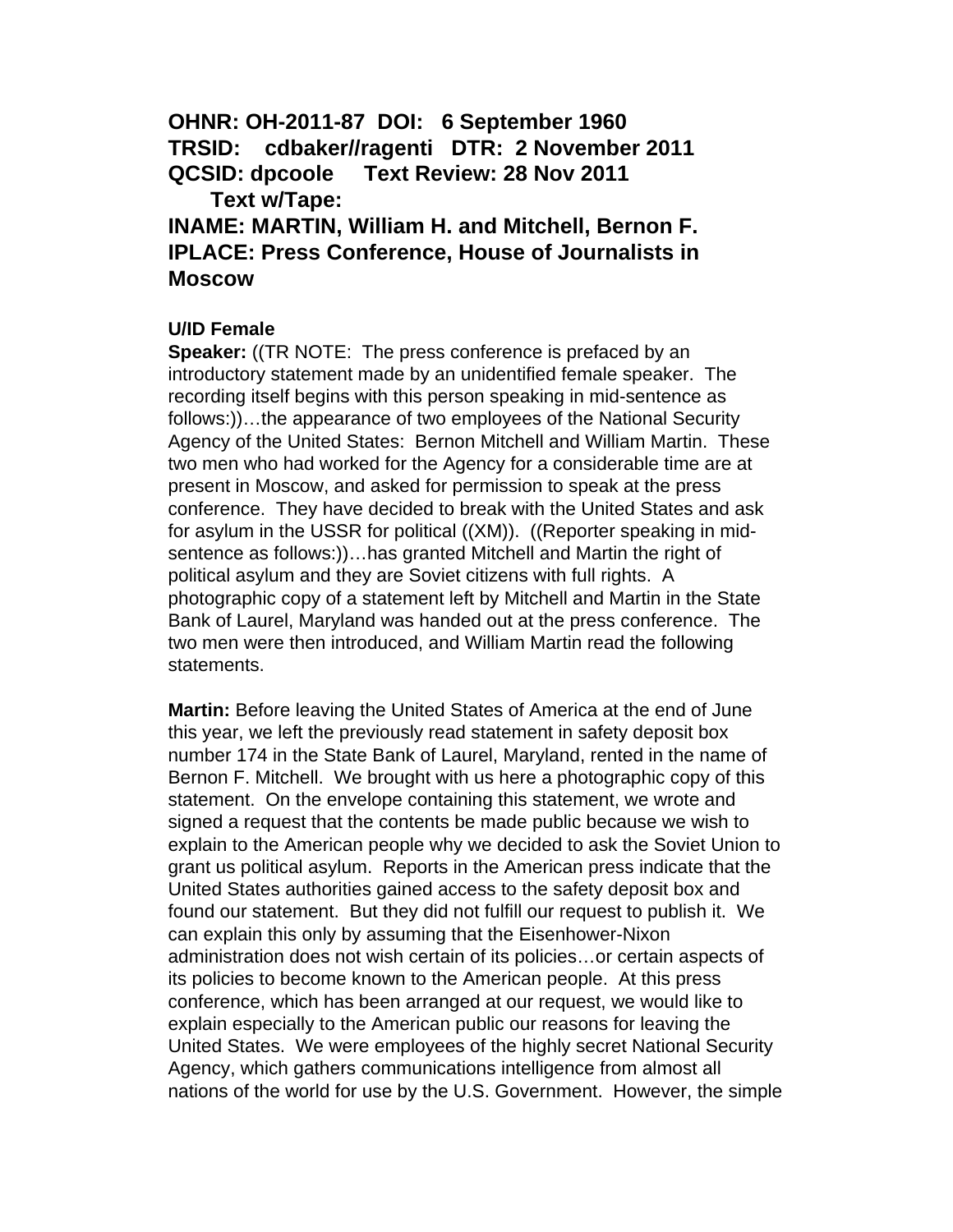**OHNR: OH-2011-87 DOI: 6 September 1960**
**TRSID: cdbaker//ragenti DTR: 2 November 2011**
**QCSID: dpcoole Text Review: 28 Nov 2011**
**Text w/Tape:**
**INAME: MARTIN, William H. and Mitchell, Bernon F.**
**IPLACE: Press Conference, House of Journalists in Moscow**

**U/ID Female Speaker:** ((TR NOTE: The press conference is prefaced by an introductory statement made by an unidentified female speaker. The recording itself begins with this person speaking in mid-sentence as follows:))…the appearance of two employees of the National Security Agency of the United States: Bernon Mitchell and William Martin. These two men who had worked for the Agency for a considerable time are at present in Moscow, and asked for permission to speak at the press conference. They have decided to break with the United States and ask for asylum in the USSR for political ((XM)). ((Reporter speaking in mid-sentence as follows:))…has granted Mitchell and Martin the right of political asylum and they are Soviet citizens with full rights. A photographic copy of a statement left by Mitchell and Martin in the State Bank of Laurel, Maryland was handed out at the press conference. The two men were then introduced, and William Martin read the following statements.

**Martin:** Before leaving the United States of America at the end of June this year, we left the previously read statement in safety deposit box number 174 in the State Bank of Laurel, Maryland, rented in the name of Bernon F. Mitchell. We brought with us here a photographic copy of this statement. On the envelope containing this statement, we wrote and signed a request that the contents be made public because we wish to explain to the American people why we decided to ask the Soviet Union to grant us political asylum. Reports in the American press indicate that the United States authorities gained access to the safety deposit box and found our statement. But they did not fulfill our request to publish it. We can explain this only by assuming that the Eisenhower-Nixon administration does not wish certain of its policies…or certain aspects of its policies to become known to the American people. At this press conference, which has been arranged at our request, we would like to explain especially to the American public our reasons for leaving the United States. We were employees of the highly secret National Security Agency, which gathers communications intelligence from almost all nations of the world for use by the U.S. Government. However, the simple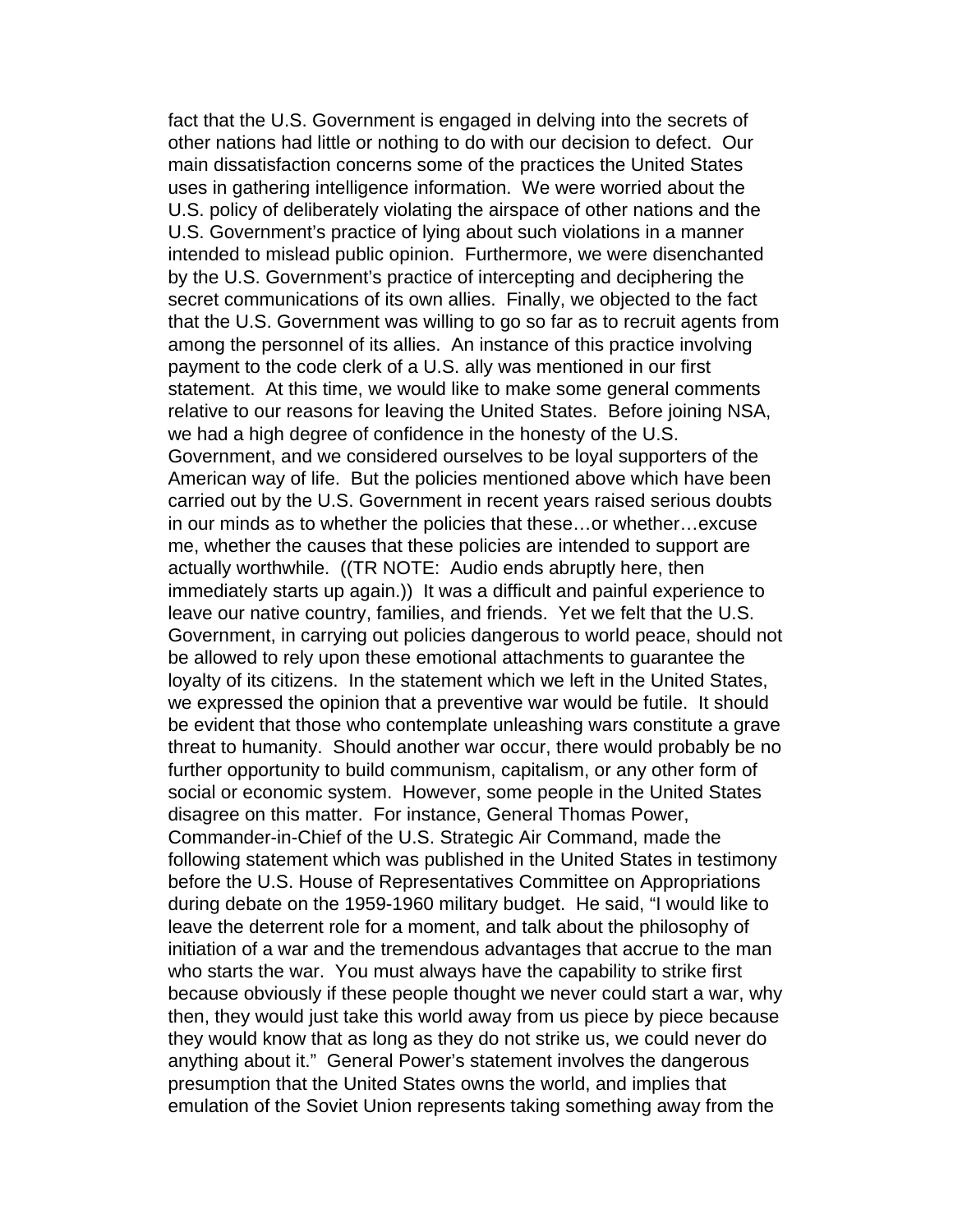fact that the U.S. Government is engaged in delving into the secrets of other nations had little or nothing to do with our decision to defect. Our main dissatisfaction concerns some of the practices the United States uses in gathering intelligence information. We were worried about the U.S. policy of deliberately violating the airspace of other nations and the U.S. Government's practice of lying about such violations in a manner intended to mislead public opinion. Furthermore, we were disenchanted by the U.S. Government's practice of intercepting and deciphering the secret communications of its own allies. Finally, we objected to the fact that the U.S. Government was willing to go so far as to recruit agents from among the personnel of its allies. An instance of this practice involving payment to the code clerk of a U.S. ally was mentioned in our first statement. At this time, we would like to make some general comments relative to our reasons for leaving the United States. Before joining NSA, we had a high degree of confidence in the honesty of the U.S. Government, and we considered ourselves to be loyal supporters of the American way of life. But the policies mentioned above which have been carried out by the U.S. Government in recent years raised serious doubts in our minds as to whether the policies that these…or whether…excuse me, whether the causes that these policies are intended to support are actually worthwhile. ((TR NOTE: Audio ends abruptly here, then immediately starts up again.)) It was a difficult and painful experience to leave our native country, families, and friends. Yet we felt that the U.S. Government, in carrying out policies dangerous to world peace, should not be allowed to rely upon these emotional attachments to guarantee the loyalty of its citizens. In the statement which we left in the United States, we expressed the opinion that a preventive war would be futile. It should be evident that those who contemplate unleashing wars constitute a grave threat to humanity. Should another war occur, there would probably be no further opportunity to build communism, capitalism, or any other form of social or economic system. However, some people in the United States disagree on this matter. For instance, General Thomas Power, Commander-in-Chief of the U.S. Strategic Air Command, made the following statement which was published in the United States in testimony before the U.S. House of Representatives Committee on Appropriations during debate on the 1959-1960 military budget. He said, "I would like to leave the deterrent role for a moment, and talk about the philosophy of initiation of a war and the tremendous advantages that accrue to the man who starts the war. You must always have the capability to strike first because obviously if these people thought we never could start a war, why then, they would just take this world away from us piece by piece because they would know that as long as they do not strike us, we could never do anything about it." General Power's statement involves the dangerous presumption that the United States owns the world, and implies that emulation of the Soviet Union represents taking something away from the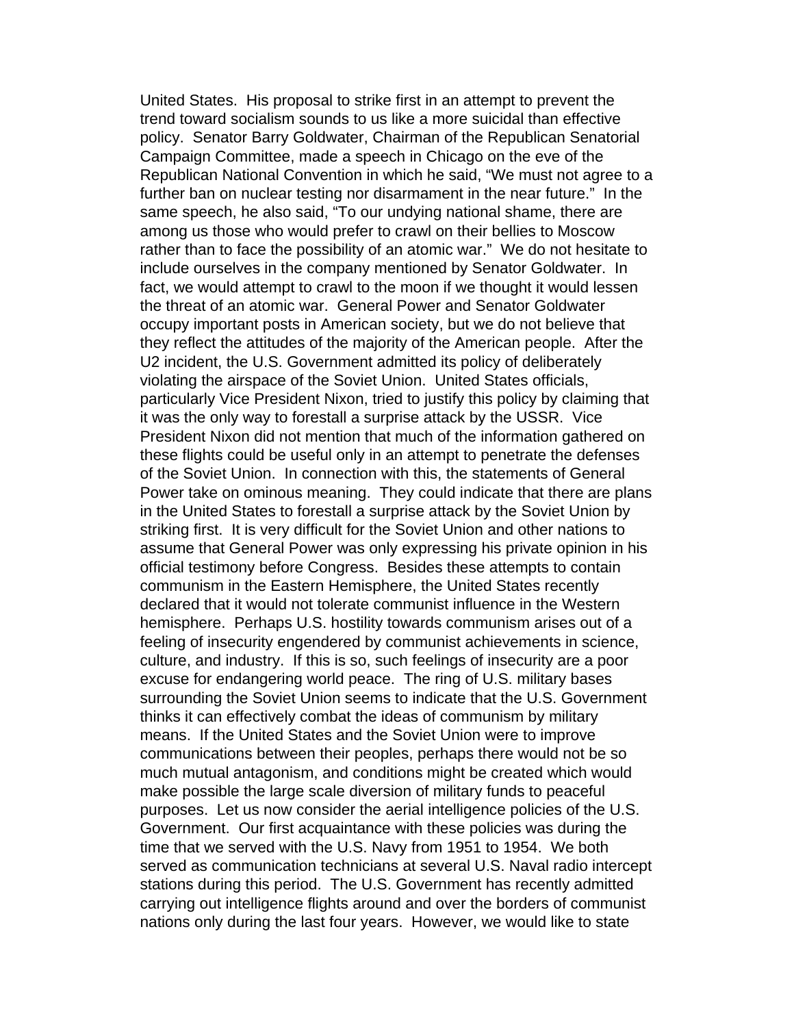United States. His proposal to strike first in an attempt to prevent the trend toward socialism sounds to us like a more suicidal than effective policy. Senator Barry Goldwater, Chairman of the Republican Senatorial Campaign Committee, made a speech in Chicago on the eve of the Republican National Convention in which he said, "We must not agree to a further ban on nuclear testing nor disarmament in the near future." In the same speech, he also said, "To our undying national shame, there are among us those who would prefer to crawl on their bellies to Moscow rather than to face the possibility of an atomic war." We do not hesitate to include ourselves in the company mentioned by Senator Goldwater. In fact, we would attempt to crawl to the moon if we thought it would lessen the threat of an atomic war. General Power and Senator Goldwater occupy important posts in American society, but we do not believe that they reflect the attitudes of the majority of the American people. After the U2 incident, the U.S. Government admitted its policy of deliberately violating the airspace of the Soviet Union. United States officials, particularly Vice President Nixon, tried to justify this policy by claiming that it was the only way to forestall a surprise attack by the USSR. Vice President Nixon did not mention that much of the information gathered on these flights could be useful only in an attempt to penetrate the defenses of the Soviet Union. In connection with this, the statements of General Power take on ominous meaning. They could indicate that there are plans in the United States to forestall a surprise attack by the Soviet Union by striking first. It is very difficult for the Soviet Union and other nations to assume that General Power was only expressing his private opinion in his official testimony before Congress. Besides these attempts to contain communism in the Eastern Hemisphere, the United States recently declared that it would not tolerate communist influence in the Western hemisphere. Perhaps U.S. hostility towards communism arises out of a feeling of insecurity engendered by communist achievements in science, culture, and industry. If this is so, such feelings of insecurity are a poor excuse for endangering world peace. The ring of U.S. military bases surrounding the Soviet Union seems to indicate that the U.S. Government thinks it can effectively combat the ideas of communism by military means. If the United States and the Soviet Union were to improve communications between their peoples, perhaps there would not be so much mutual antagonism, and conditions might be created which would make possible the large scale diversion of military funds to peaceful purposes. Let us now consider the aerial intelligence policies of the U.S. Government. Our first acquaintance with these policies was during the time that we served with the U.S. Navy from 1951 to 1954. We both served as communication technicians at several U.S. Naval radio intercept stations during this period. The U.S. Government has recently admitted carrying out intelligence flights around and over the borders of communist nations only during the last four years. However, we would like to state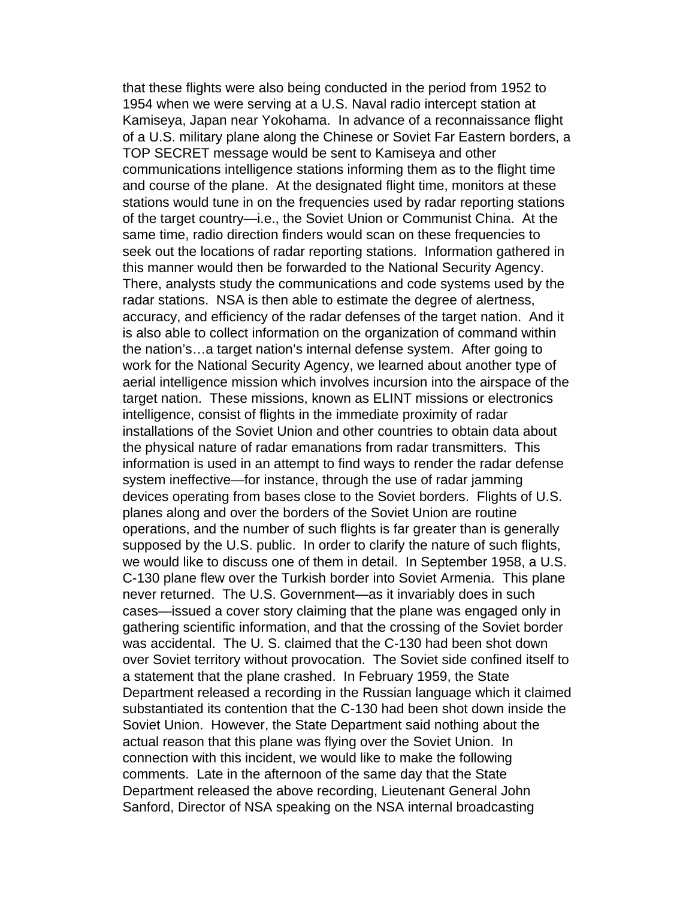that these flights were also being conducted in the period from 1952 to 1954 when we were serving at a U.S. Naval radio intercept station at Kamiseya, Japan near Yokohama. In advance of a reconnaissance flight of a U.S. military plane along the Chinese or Soviet Far Eastern borders, a TOP SECRET message would be sent to Kamiseya and other communications intelligence stations informing them as to the flight time and course of the plane. At the designated flight time, monitors at these stations would tune in on the frequencies used by radar reporting stations of the target country—i.e., the Soviet Union or Communist China. At the same time, radio direction finders would scan on these frequencies to seek out the locations of radar reporting stations. Information gathered in this manner would then be forwarded to the National Security Agency. There, analysts study the communications and code systems used by the radar stations. NSA is then able to estimate the degree of alertness, accuracy, and efficiency of the radar defenses of the target nation. And it is also able to collect information on the organization of command within the nation's…a target nation's internal defense system. After going to work for the National Security Agency, we learned about another type of aerial intelligence mission which involves incursion into the airspace of the target nation. These missions, known as ELINT missions or electronics intelligence, consist of flights in the immediate proximity of radar installations of the Soviet Union and other countries to obtain data about the physical nature of radar emanations from radar transmitters. This information is used in an attempt to find ways to render the radar defense system ineffective—for instance, through the use of radar jamming devices operating from bases close to the Soviet borders. Flights of U.S. planes along and over the borders of the Soviet Union are routine operations, and the number of such flights is far greater than is generally supposed by the U.S. public. In order to clarify the nature of such flights, we would like to discuss one of them in detail. In September 1958, a U.S. C-130 plane flew over the Turkish border into Soviet Armenia. This plane never returned. The U.S. Government—as it invariably does in such cases—issued a cover story claiming that the plane was engaged only in gathering scientific information, and that the crossing of the Soviet border was accidental. The U. S. claimed that the C-130 had been shot down over Soviet territory without provocation. The Soviet side confined itself to a statement that the plane crashed. In February 1959, the State Department released a recording in the Russian language which it claimed substantiated its contention that the C-130 had been shot down inside the Soviet Union. However, the State Department said nothing about the actual reason that this plane was flying over the Soviet Union. In connection with this incident, we would like to make the following comments. Late in the afternoon of the same day that the State Department released the above recording, Lieutenant General John Sanford, Director of NSA speaking on the NSA internal broadcasting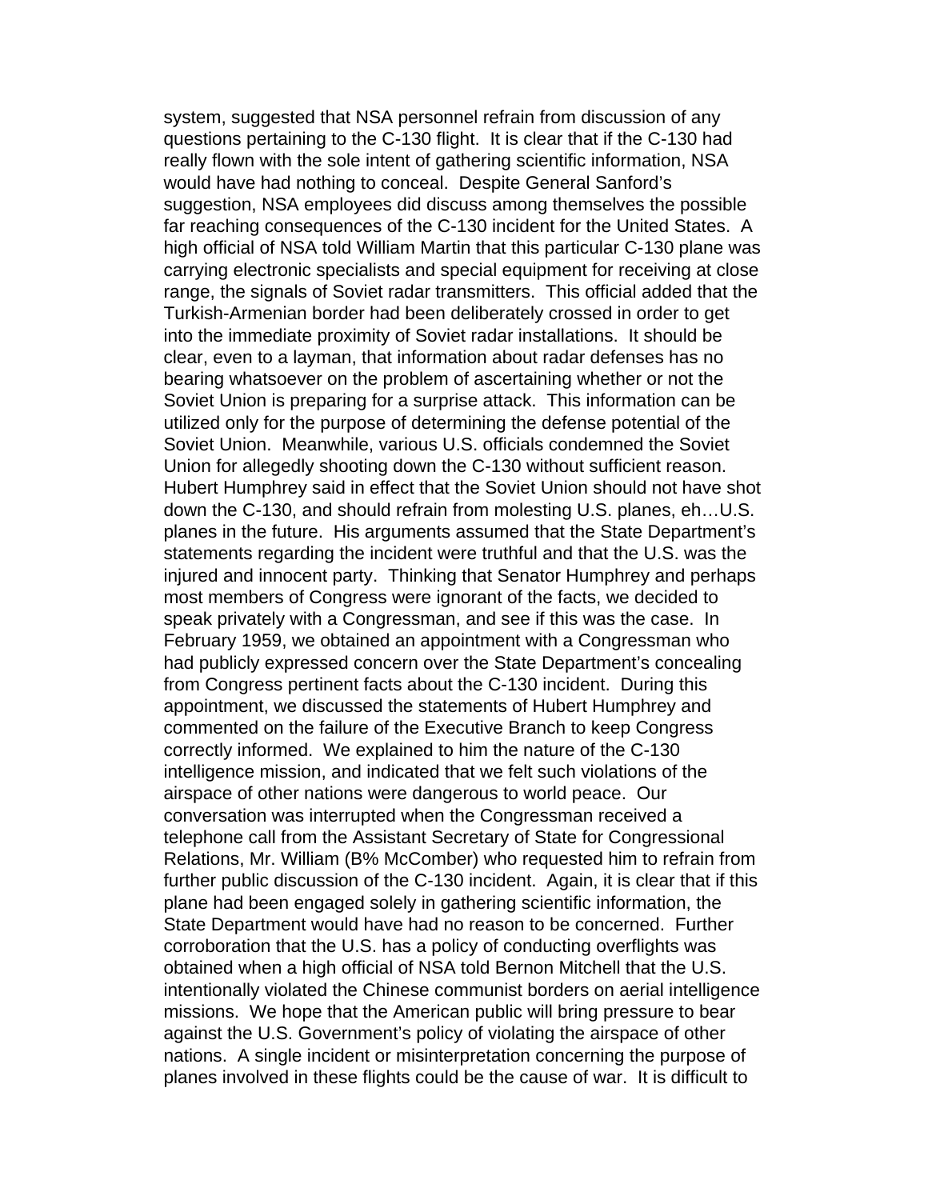system, suggested that NSA personnel refrain from discussion of any questions pertaining to the C-130 flight. It is clear that if the C-130 had really flown with the sole intent of gathering scientific information, NSA would have had nothing to conceal. Despite General Sanford's suggestion, NSA employees did discuss among themselves the possible far reaching consequences of the C-130 incident for the United States. A high official of NSA told William Martin that this particular C-130 plane was carrying electronic specialists and special equipment for receiving at close range, the signals of Soviet radar transmitters. This official added that the Turkish-Armenian border had been deliberately crossed in order to get into the immediate proximity of Soviet radar installations. It should be clear, even to a layman, that information about radar defenses has no bearing whatsoever on the problem of ascertaining whether or not the Soviet Union is preparing for a surprise attack. This information can be utilized only for the purpose of determining the defense potential of the Soviet Union. Meanwhile, various U.S. officials condemned the Soviet Union for allegedly shooting down the C-130 without sufficient reason. Hubert Humphrey said in effect that the Soviet Union should not have shot down the C-130, and should refrain from molesting U.S. planes, eh…U.S. planes in the future. His arguments assumed that the State Department's statements regarding the incident were truthful and that the U.S. was the injured and innocent party. Thinking that Senator Humphrey and perhaps most members of Congress were ignorant of the facts, we decided to speak privately with a Congressman, and see if this was the case. In February 1959, we obtained an appointment with a Congressman who had publicly expressed concern over the State Department's concealing from Congress pertinent facts about the C-130 incident. During this appointment, we discussed the statements of Hubert Humphrey and commented on the failure of the Executive Branch to keep Congress correctly informed. We explained to him the nature of the C-130 intelligence mission, and indicated that we felt such violations of the airspace of other nations were dangerous to world peace. Our conversation was interrupted when the Congressman received a telephone call from the Assistant Secretary of State for Congressional Relations, Mr. William (B% McComber) who requested him to refrain from further public discussion of the C-130 incident. Again, it is clear that if this plane had been engaged solely in gathering scientific information, the State Department would have had no reason to be concerned. Further corroboration that the U.S. has a policy of conducting overflights was obtained when a high official of NSA told Bernon Mitchell that the U.S. intentionally violated the Chinese communist borders on aerial intelligence missions. We hope that the American public will bring pressure to bear against the U.S. Government's policy of violating the airspace of other nations. A single incident or misinterpretation concerning the purpose of planes involved in these flights could be the cause of war. It is difficult to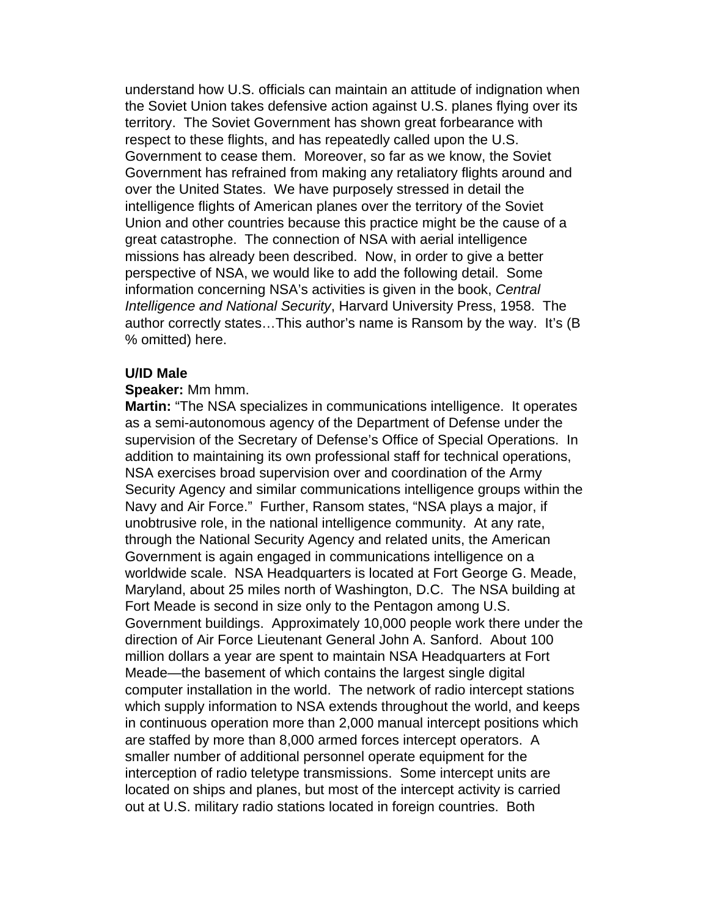understand how U.S. officials can maintain an attitude of indignation when the Soviet Union takes defensive action against U.S. planes flying over its territory. The Soviet Government has shown great forbearance with respect to these flights, and has repeatedly called upon the U.S. Government to cease them. Moreover, so far as we know, the Soviet Government has refrained from making any retaliatory flights around and over the United States. We have purposely stressed in detail the intelligence flights of American planes over the territory of the Soviet Union and other countries because this practice might be the cause of a great catastrophe. The connection of NSA with aerial intelligence missions has already been described. Now, in order to give a better perspective of NSA, we would like to add the following detail. Some information concerning NSA's activities is given in the book, *Central Intelligence and National Security*, Harvard University Press, 1958. The author correctly states…This author's name is Ransom by the way. It's (B % omitted) here.

**U/ID Male**

**Speaker:** Mm hmm.

**Martin:** "The NSA specializes in communications intelligence. It operates as a semi-autonomous agency of the Department of Defense under the supervision of the Secretary of Defense's Office of Special Operations. In addition to maintaining its own professional staff for technical operations, NSA exercises broad supervision over and coordination of the Army Security Agency and similar communications intelligence groups within the Navy and Air Force." Further, Ransom states, "NSA plays a major, if unobtrusive role, in the national intelligence community. At any rate, through the National Security Agency and related units, the American Government is again engaged in communications intelligence on a worldwide scale. NSA Headquarters is located at Fort George G. Meade, Maryland, about 25 miles north of Washington, D.C. The NSA building at Fort Meade is second in size only to the Pentagon among U.S. Government buildings. Approximately 10,000 people work there under the direction of Air Force Lieutenant General John A. Sanford. About 100 million dollars a year are spent to maintain NSA Headquarters at Fort Meade—the basement of which contains the largest single digital computer installation in the world. The network of radio intercept stations which supply information to NSA extends throughout the world, and keeps in continuous operation more than 2,000 manual intercept positions which are staffed by more than 8,000 armed forces intercept operators. A smaller number of additional personnel operate equipment for the interception of radio teletype transmissions. Some intercept units are located on ships and planes, but most of the intercept activity is carried out at U.S. military radio stations located in foreign countries. Both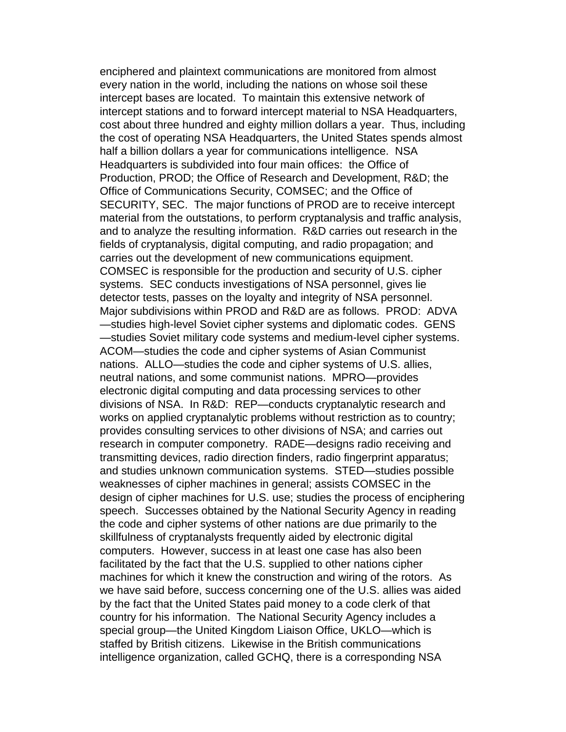enciphered and plaintext communications are monitored from almost every nation in the world, including the nations on whose soil these intercept bases are located. To maintain this extensive network of intercept stations and to forward intercept material to NSA Headquarters, cost about three hundred and eighty million dollars a year. Thus, including the cost of operating NSA Headquarters, the United States spends almost half a billion dollars a year for communications intelligence. NSA Headquarters is subdivided into four main offices: the Office of Production, PROD; the Office of Research and Development, R&D; the Office of Communications Security, COMSEC; and the Office of SECURITY, SEC. The major functions of PROD are to receive intercept material from the outstations, to perform cryptanalysis and traffic analysis, and to analyze the resulting information. R&D carries out research in the fields of cryptanalysis, digital computing, and radio propagation; and carries out the development of new communications equipment. COMSEC is responsible for the production and security of U.S. cipher systems. SEC conducts investigations of NSA personnel, gives lie detector tests, passes on the loyalty and integrity of NSA personnel. Major subdivisions within PROD and R&D are as follows. PROD: ADVA—studies high-level Soviet cipher systems and diplomatic codes. GENS—studies Soviet military code systems and medium-level cipher systems. ACOM—studies the code and cipher systems of Asian Communist nations. ALLO—studies the code and cipher systems of U.S. allies, neutral nations, and some communist nations. MPRO—provides electronic digital computing and data processing services to other divisions of NSA. In R&D: REP—conducts cryptanalytic research and works on applied cryptanalytic problems without restriction as to country; provides consulting services to other divisions of NSA; and carries out research in computer componetry. RADE—designs radio receiving and transmitting devices, radio direction finders, radio fingerprint apparatus; and studies unknown communication systems. STED—studies possible weaknesses of cipher machines in general; assists COMSEC in the design of cipher machines for U.S. use; studies the process of enciphering speech. Successes obtained by the National Security Agency in reading the code and cipher systems of other nations are due primarily to the skillfulness of cryptanalysts frequently aided by electronic digital computers. However, success in at least one case has also been facilitated by the fact that the U.S. supplied to other nations cipher machines for which it knew the construction and wiring of the rotors. As we have said before, success concerning one of the U.S. allies was aided by the fact that the United States paid money to a code clerk of that country for his information. The National Security Agency includes a special group—the United Kingdom Liaison Office, UKLO—which is staffed by British citizens. Likewise in the British communications intelligence organization, called GCHQ, there is a corresponding NSA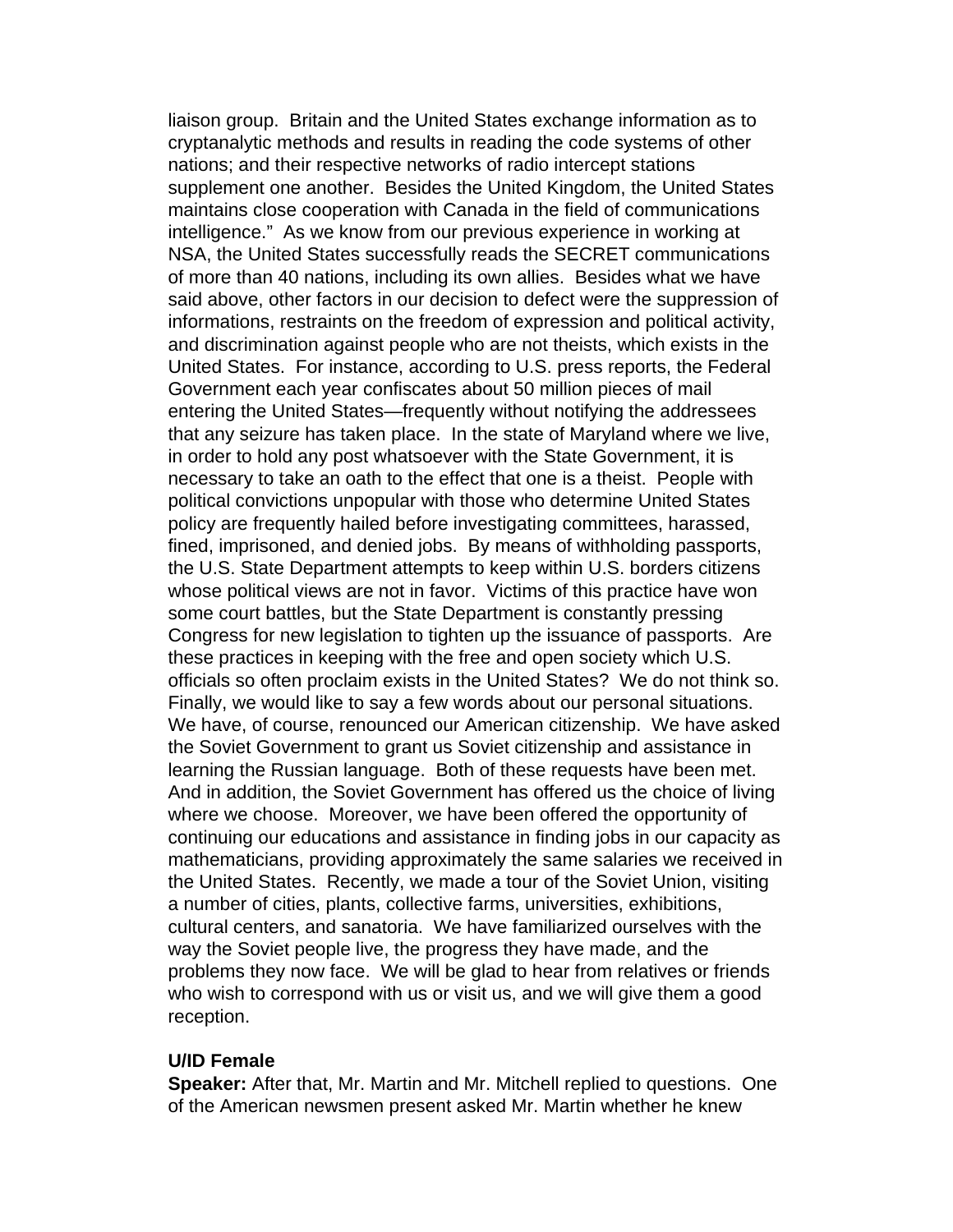liaison group. Britain and the United States exchange information as to cryptanalytic methods and results in reading the code systems of other nations; and their respective networks of radio intercept stations supplement one another. Besides the United Kingdom, the United States maintains close cooperation with Canada in the field of communications intelligence." As we know from our previous experience in working at NSA, the United States successfully reads the SECRET communications of more than 40 nations, including its own allies. Besides what we have said above, other factors in our decision to defect were the suppression of informations, restraints on the freedom of expression and political activity, and discrimination against people who are not theists, which exists in the United States. For instance, according to U.S. press reports, the Federal Government each year confiscates about 50 million pieces of mail entering the United States—frequently without notifying the addressees that any seizure has taken place. In the state of Maryland where we live, in order to hold any post whatsoever with the State Government, it is necessary to take an oath to the effect that one is a theist. People with political convictions unpopular with those who determine United States policy are frequently hailed before investigating committees, harassed, fined, imprisoned, and denied jobs. By means of withholding passports, the U.S. State Department attempts to keep within U.S. borders citizens whose political views are not in favor. Victims of this practice have won some court battles, but the State Department is constantly pressing Congress for new legislation to tighten up the issuance of passports. Are these practices in keeping with the free and open society which U.S. officials so often proclaim exists in the United States? We do not think so. Finally, we would like to say a few words about our personal situations. We have, of course, renounced our American citizenship. We have asked the Soviet Government to grant us Soviet citizenship and assistance in learning the Russian language. Both of these requests have been met. And in addition, the Soviet Government has offered us the choice of living where we choose. Moreover, we have been offered the opportunity of continuing our educations and assistance in finding jobs in our capacity as mathematicians, providing approximately the same salaries we received in the United States. Recently, we made a tour of the Soviet Union, visiting a number of cities, plants, collective farms, universities, exhibitions, cultural centers, and sanatoria. We have familiarized ourselves with the way the Soviet people live, the progress they have made, and the problems they now face. We will be glad to hear from relatives or friends who wish to correspond with us or visit us, and we will give them a good reception.

**U/ID Female**
**Speaker:** After that, Mr. Martin and Mr. Mitchell replied to questions. One of the American newsmen present asked Mr. Martin whether he knew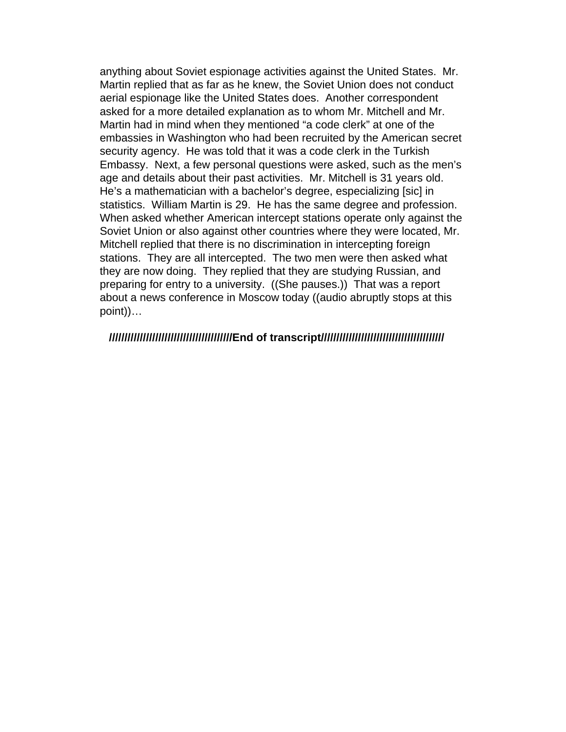anything about Soviet espionage activities against the United States. Mr. Martin replied that as far as he knew, the Soviet Union does not conduct aerial espionage like the United States does. Another correspondent asked for a more detailed explanation as to whom Mr. Mitchell and Mr. Martin had in mind when they mentioned "a code clerk" at one of the embassies in Washington who had been recruited by the American secret security agency. He was told that it was a code clerk in the Turkish Embassy. Next, a few personal questions were asked, such as the men's age and details about their past activities. Mr. Mitchell is 31 years old. He's a mathematician with a bachelor's degree, especializing [sic] in statistics. William Martin is 29. He has the same degree and profession. When asked whether American intercept stations operate only against the Soviet Union or also against other countries where they were located, Mr. Mitchell replied that there is no discrimination in intercepting foreign stations. They are all intercepted. The two men were then asked what they are now doing. They replied that they are studying Russian, and preparing for entry to a university. ((She pauses.)) That was a report about a news conference in Moscow today ((audio abruptly stops at this point))…

**////////////////////////////////////////End of transcript////////////////////////////////////////**